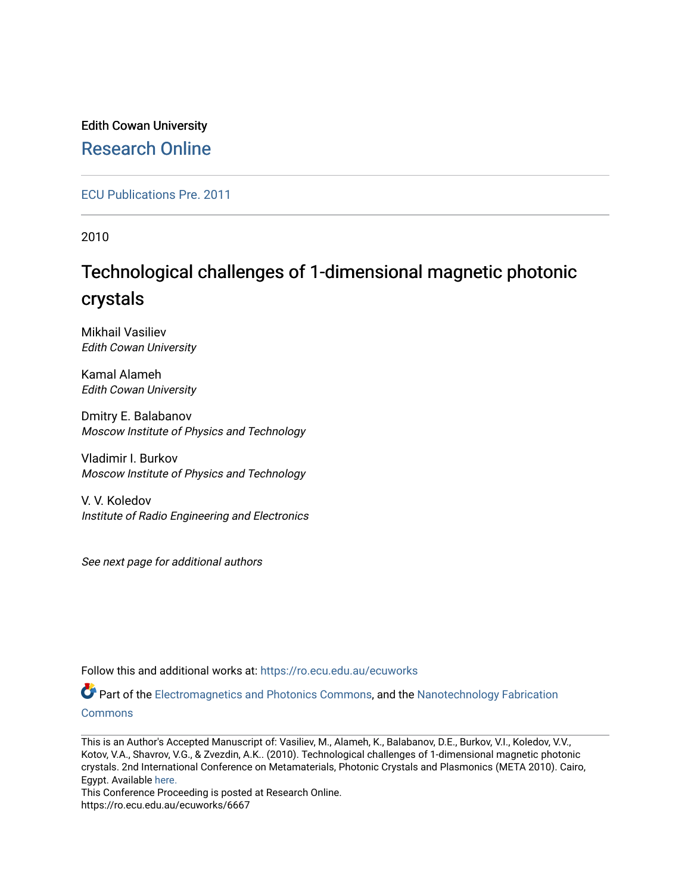Edith Cowan University

# Research Online

ECU Publications Pre. 2011

2010

## Technological challenges of 1-dimensional magnetic photonic crystals

Mikhail Vasiliev
*Edith Cowan University*

Kamal Alameh
*Edith Cowan University*

Dmitry E. Balabanov
*Moscow Institute of Physics and Technology*

Vladimir I. Burkov
*Moscow Institute of Physics and Technology*

V. V. Koledov
*Institute of Radio Engineering and Electronics*

*See next page for additional authors*

Follow this and additional works at: https://ro.ecu.edu.au/ecuworks

Part of the Electromagnetics and Photonics Commons, and the Nanotechnology Fabrication Commons

This is an Author's Accepted Manuscript of: Vasiliev, M., Alameh, K., Balabanov, D.E., Burkov, V.I., Koledov, V.V., Kotov, V.A., Shavrov, V.G., & Zvezdin, A.K.. (2010). Technological challenges of 1-dimensional magnetic photonic crystals. 2nd International Conference on Metamaterials, Photonic Crystals and Plasmonics (META 2010). Cairo, Egypt. Available here.
This Conference Proceeding is posted at Research Online.
https://ro.ecu.edu.au/ecuworks/6667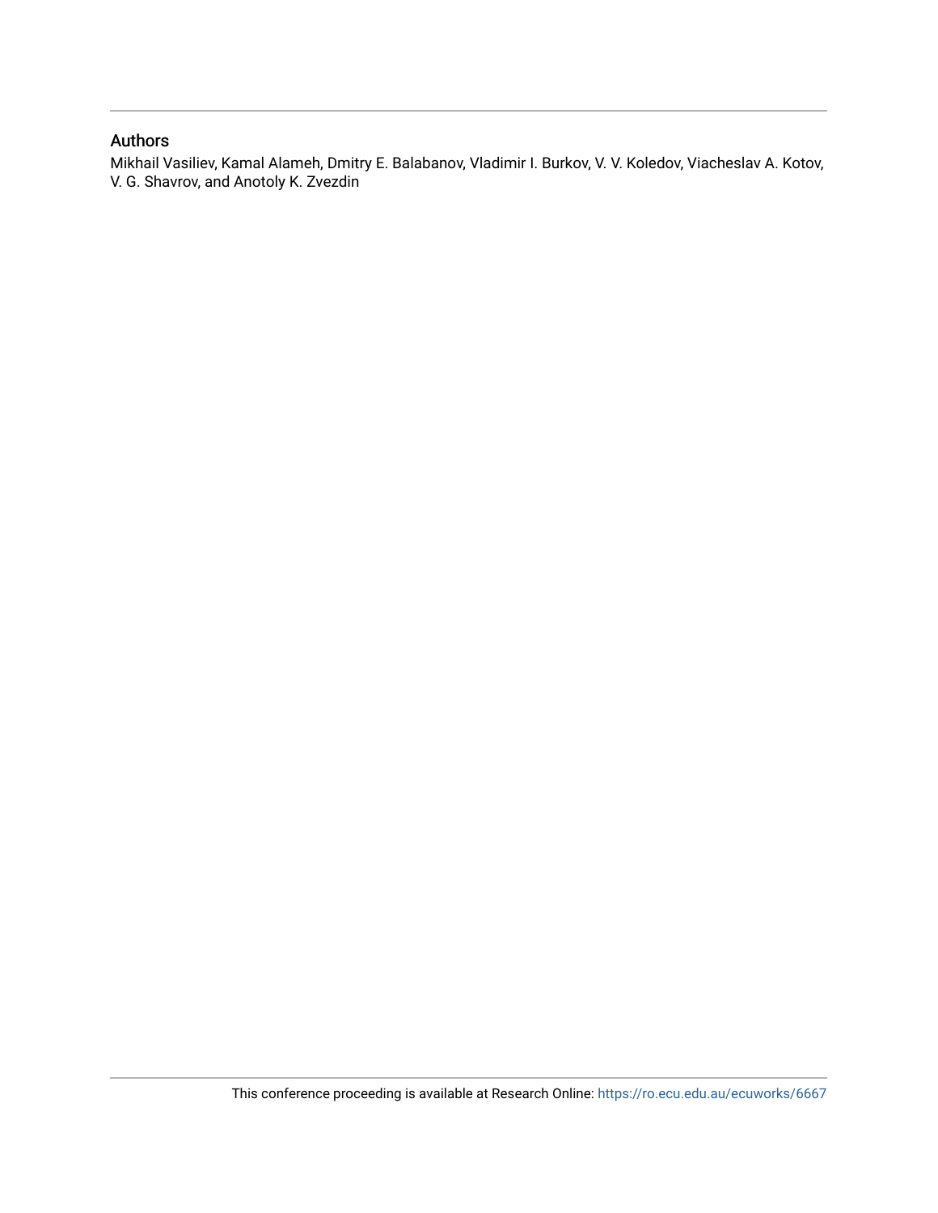## Authors

Mikhail Vasiliev, Kamal Alameh, Dmitry E. Balabanov, Vladimir I. Burkov, V. V. Koledov, Viacheslav A. Kotov, V. G. Shavrov, and Anotoly K. Zvezdin

This conference proceeding is available at Research Online: https://ro.ecu.edu.au/ecuworks/6667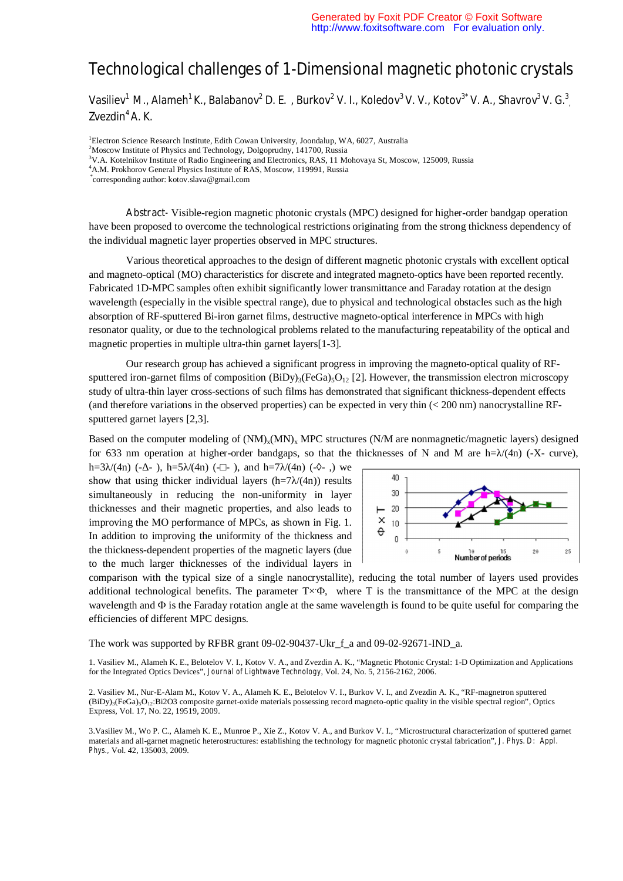# Technological challenges of 1-Dimensional magnetic photonic crystals

Vasiliev[1] M., Alameh[1] K., Balabanov[2] D. E. , Burkov[2] V. I., Koledov[3] V. V., Kotov[3*] V. A., Shavrov[3] V. G.[3], Zvezdin[4] A. K.

[1]Electron Science Research Institute, Edith Cowan University, Joondalup, WA, 6027, Australia
[2]Moscow Institute of Physics and Technology, Dolgoprudny, 141700, Russia
[3]V.A. Kotelnikov Institute of Radio Engineering and Electronics, RAS, 11 Mohovaya St, Moscow, 125009, Russia
[4]A.M. Prokhorov General Physics Institute of RAS, Moscow, 119991, Russia
[*]corresponding author: kotov.slava@gmail.com

Abstract- Visible-region magnetic photonic crystals (MPC) designed for higher-order bandgap operation have been proposed to overcome the technological restrictions originating from the strong thickness dependency of the individual magnetic layer properties observed in MPC structures.

Various theoretical approaches to the design of different magnetic photonic crystals with excellent optical and magneto-optical (MO) characteristics for discrete and integrated magneto-optics have been reported recently. Fabricated 1D-MPC samples often exhibit significantly lower transmittance and Faraday rotation at the design wavelength (especially in the visible spectral range), due to physical and technological obstacles such as the high absorption of RF-sputtered Bi-iron garnet films, destructive magneto-optical interference in MPCs with high resonator quality, or due to the technological problems related to the manufacturing repeatability of the optical and magnetic properties in multiple ultra-thin garnet layers[1-3].

Our research group has achieved a significant progress in improving the magneto-optical quality of RF-sputtered iron-garnet films of composition $(BiDy)_3(FeGa)_5O_{12}$ [2]. However, the transmission electron microscopy study of ultra-thin layer cross-sections of such films has demonstrated that significant thickness-dependent effects (and therefore variations in the observed properties) can be expected in very thin (< 200 nm) nanocrystalline RF-sputtered garnet layers [2,3].

Based on the computer modeling of $(NM)_x(MN)_x$ MPC structures (N/M are nonmagnetic/magnetic layers) designed for 633 nm operation at higher-order bandgaps, so that the thicknesses of N and M are $h=\lambda/(4n)$ (-X- curve), $h=3\lambda/(4n)$ (-Δ- ), $h=5\lambda/(4n)$ (-□- ), and $h=7\lambda/(4n)$ (-◊- ,) we show that using thicker individual layers ($h=7\lambda/(4n)$) results simultaneously in reducing the non-uniformity in layer thicknesses and their magnetic properties, and also leads to improving the MO performance of MPCs, as shown in Fig. 1. In addition to improving the uniformity of the thickness and the thickness-dependent properties of the magnetic layers (due to the much larger thicknesses of the individual layers in comparison with the typical size of a single nanocrystallite), reducing the total number of layers used provides additional technological benefits. The parameter $T\times\Phi$, where T is the transmittance of the MPC at the design wavelength and $\Phi$ is the Faraday rotation angle at the same wavelength is found to be quite useful for comparing the efficiencies of different MPC designs.

Φ × T
40
30
20
10
0
0 5 10 15 20 25
Number of periods

The work was supported by RFBR grant 09-02-90437-Ukr_f_a and 09-02-92671-IND_a.

1. Vasiliev M., Alameh K. E., Belotelov V. I., Kotov V. A., and Zvezdin A. K., "Magnetic Photonic Crystal: 1-D Optimization and Applications for the Integrated Optics Devices", *Journal of Lightwave Technology*, Vol. 24, No. 5, 2156-2162, 2006.

2. Vasiliev M., Nur-E-Alam M., Kotov V. A., Alameh K. E., Belotelov V. I., Burkov V. I., and Zvezdin A. K., "RF-magnetron sputtered $(BiDy)_3(FeGa)_5O_{12}$:Bi2O3 composite garnet-oxide materials possessing record magneto-optic quality in the visible spectral region", Optics Express, Vol. 17, No. 22, 19519, 2009.

3. Vasiliev M., Wo P. C., Alameh K. E., Munroe P., Xie Z., Kotov V. A., and Burkov V. I., "Microstructural characterization of sputtered garnet materials and all-garnet magnetic heterostructures: establishing the technology for magnetic photonic crystal fabrication", *J. Phys. D: Appl. Phys.*, Vol. 42, 135003, 2009.